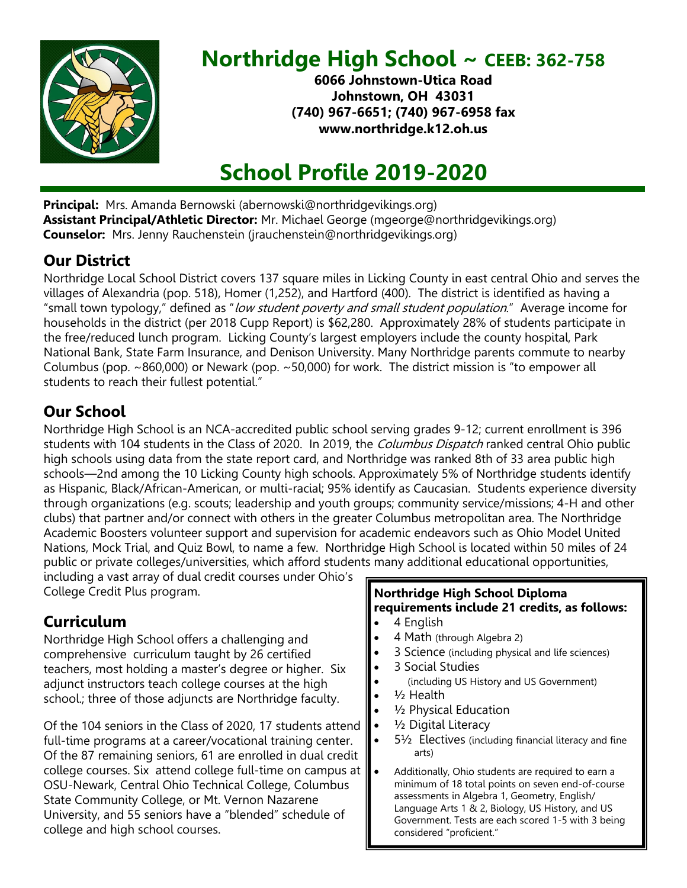# Northridge High School ~ CEEB: 362-758

**6066 Johnstown-Utica Road**
**Johnstown, OH 43031**
**(740) 967-6651; (740) 967-6958 fax**
**www.northridge.k12.oh.us**

# School Profile 2019-2020

**Principal:** Mrs. Amanda Bernowski (abernowski@northridgevikings.org)
**Assistant Principal/Athletic Director:** Mr. Michael George (mgeorge@northridgevikings.org)
**Counselor:** Mrs. Jenny Rauchenstein (jrauchenstein@northridgevikings.org)

## Our District

Northridge Local School District covers 137 square miles in Licking County in east central Ohio and serves the villages of Alexandria (pop. 518), Homer (1,252), and Hartford (400). The district is identified as having a "small town typology," defined as "*low student poverty and small student population*." Average income for households in the district (per 2018 Cupp Report) is $62,280. Approximately 28% of students participate in the free/reduced lunch program. Licking County's largest employers include the county hospital, Park National Bank, State Farm Insurance, and Denison University. Many Northridge parents commute to nearby Columbus (pop. ~860,000) or Newark (pop. ~50,000) for work. The district mission is "to empower all students to reach their fullest potential."

## Our School

Northridge High School is an NCA-accredited public school serving grades 9-12; current enrollment is 396 students with 104 students in the Class of 2020. In 2019, the *Columbus Dispatch* ranked central Ohio public high schools using data from the state report card, and Northridge was ranked 8th of 33 area public high schools—2nd among the 10 Licking County high schools. Approximately 5% of Northridge students identify as Hispanic, Black/African-American, or multi-racial; 95% identify as Caucasian. Students experience diversity through organizations (e.g. scouts; leadership and youth groups; community service/missions; 4-H and other clubs) that partner and/or connect with others in the greater Columbus metropolitan area. The Northridge Academic Boosters volunteer support and supervision for academic endeavors such as Ohio Model United Nations, Mock Trial, and Quiz Bowl, to name a few. Northridge High School is located within 50 miles of 24 public or private colleges/universities, which afford students many additional educational opportunities, including a vast array of dual credit courses under Ohio's College Credit Plus program.

## Curriculum

Northridge High School offers a challenging and comprehensive curriculum taught by 26 certified teachers, most holding a master's degree or higher. Six adjunct instructors teach college courses at the high school.; three of those adjuncts are Northridge faculty.

Of the 104 seniors in the Class of 2020, 17 students attend full-time programs at a career/vocational training center. Of the 87 remaining seniors, 61 are enrolled in dual credit college courses. Six attend college full-time on campus at OSU-Newark, Central Ohio Technical College, Columbus State Community College, or Mt. Vernon Nazarene University, and 55 seniors have a "blended" schedule of college and high school courses.

**Northridge High School Diploma requirements include 21 credits, as follows:**

- 4 English
- 4 Math (through Algebra 2)
- 3 Science (including physical and life sciences)
- 3 Social Studies
- (including US History and US Government)
- ½ Health
- ½ Physical Education
- ½ Digital Literacy
- 5½ Electives (including financial literacy and fine arts)
- Additionally, Ohio students are required to earn a minimum of 18 total points on seven end-of-course assessments in Algebra 1, Geometry, English/ Language Arts 1 & 2, Biology, US History, and US Government. Tests are each scored 1-5 with 3 being considered "proficient."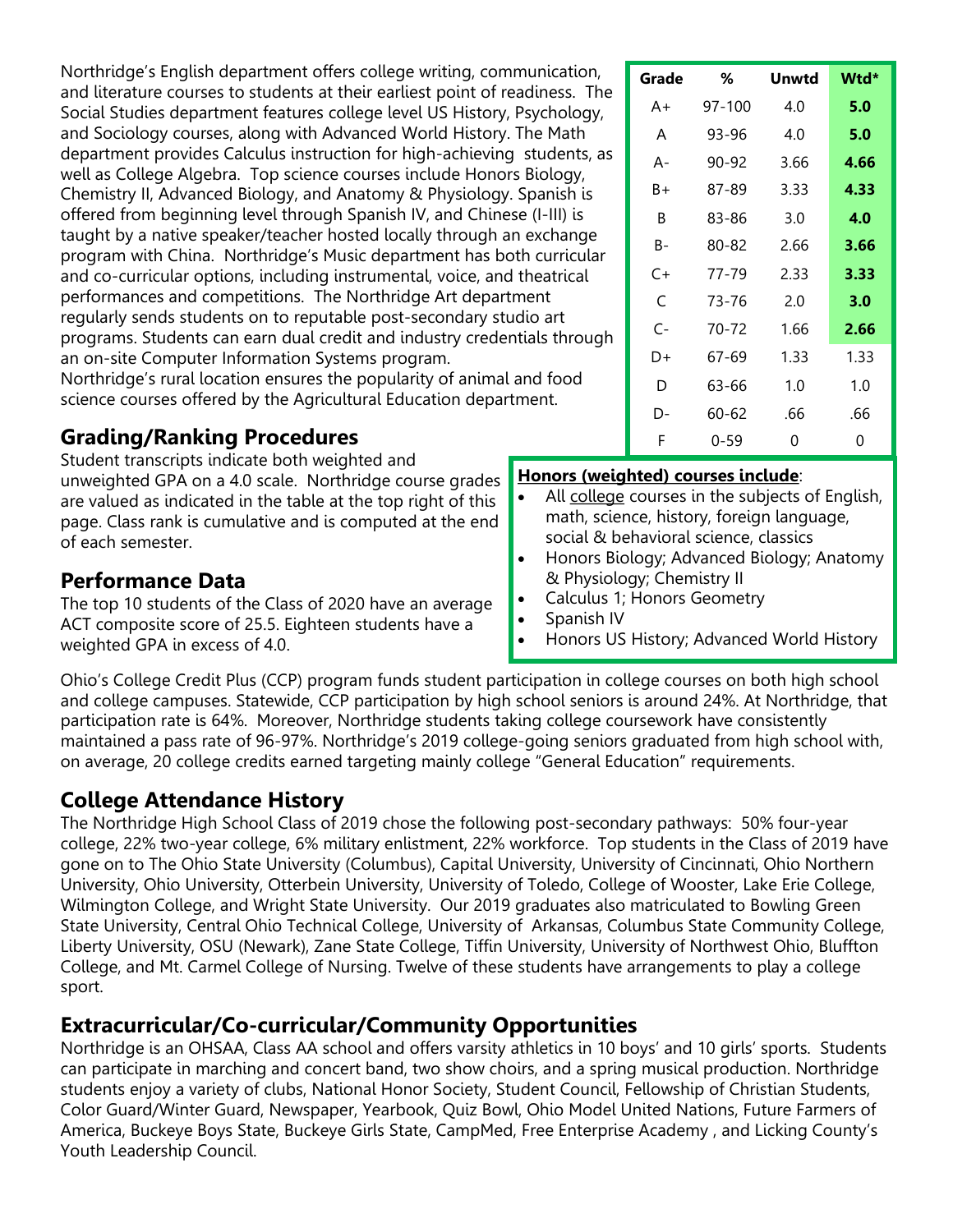Northridge's English department offers college writing, communication, and literature courses to students at their earliest point of readiness. The Social Studies department features college level US History, Psychology, and Sociology courses, along with Advanced World History. The Math department provides Calculus instruction for high-achieving students, as well as College Algebra. Top science courses include Honors Biology, Chemistry II, Advanced Biology, and Anatomy & Physiology. Spanish is offered from beginning level through Spanish IV, and Chinese (I-III) is taught by a native speaker/teacher hosted locally through an exchange program with China. Northridge's Music department has both curricular and co-curricular options, including instrumental, voice, and theatrical performances and competitions. The Northridge Art department regularly sends students on to reputable post-secondary studio art programs. Students can earn dual credit and industry credentials through an on-site Computer Information Systems program.
Northridge's rural location ensures the popularity of animal and food science courses offered by the Agricultural Education department.

| Grade | % | Unwtd | Wtd* |
|---|---|---|---|
| A+ | 97-100 | 4.0 | **5.0** |
| A | 93-96 | 4.0 | **5.0** |
| A- | 90-92 | 3.66 | **4.66** |
| B+ | 87-89 | 3.33 | **4.33** |
| B | 83-86 | 3.0 | **4.0** |
| B- | 80-82 | 2.66 | **3.66** |
| C+ | 77-79 | 2.33 | **3.33** |
| C | 73-76 | 2.0 | **3.0** |
| C- | 70-72 | 1.66 | **2.66** |
| D+ | 67-69 | 1.33 | 1.33 |
| D | 63-66 | 1.0 | 1.0 |
| D- | 60-62 | .66 | .66 |
| F | 0-59 | 0 | 0 |

## Grading/Ranking Procedures

Student transcripts indicate both weighted and unweighted GPA on a 4.0 scale. Northridge course grades are valued as indicated in the table at the top right of this page. Class rank is cumulative and is computed at the end of each semester.

**Honors (weighted) courses include**:

- All college courses in the subjects of English, math, science, history, foreign language, social & behavioral science, classics
- Honors Biology; Advanced Biology; Anatomy & Physiology; Chemistry II
- Calculus 1; Honors Geometry
- Spanish IV
- Honors US History; Advanced World History

## Performance Data

The top 10 students of the Class of 2020 have an average ACT composite score of 25.5. Eighteen students have a weighted GPA in excess of 4.0.

Ohio's College Credit Plus (CCP) program funds student participation in college courses on both high school and college campuses. Statewide, CCP participation by high school seniors is around 24%. At Northridge, that participation rate is 64%. Moreover, Northridge students taking college coursework have consistently maintained a pass rate of 96-97%. Northridge's 2019 college-going seniors graduated from high school with, on average, 20 college credits earned targeting mainly college "General Education" requirements.

## College Attendance History

The Northridge High School Class of 2019 chose the following post-secondary pathways: 50% four-year college, 22% two-year college, 6% military enlistment, 22% workforce. Top students in the Class of 2019 have gone on to The Ohio State University (Columbus), Capital University, University of Cincinnati, Ohio Northern University, Ohio University, Otterbein University, University of Toledo, College of Wooster, Lake Erie College, Wilmington College, and Wright State University. Our 2019 graduates also matriculated to Bowling Green State University, Central Ohio Technical College, University of Arkansas, Columbus State Community College, Liberty University, OSU (Newark), Zane State College, Tiffin University, University of Northwest Ohio, Bluffton College, and Mt. Carmel College of Nursing. Twelve of these students have arrangements to play a college sport.

## Extracurricular/Co-curricular/Community Opportunities

Northridge is an OHSAA, Class AA school and offers varsity athletics in 10 boys' and 10 girls' sports. Students can participate in marching and concert band, two show choirs, and a spring musical production. Northridge students enjoy a variety of clubs, National Honor Society, Student Council, Fellowship of Christian Students, Color Guard/Winter Guard, Newspaper, Yearbook, Quiz Bowl, Ohio Model United Nations, Future Farmers of America, Buckeye Boys State, Buckeye Girls State, CampMed, Free Enterprise Academy , and Licking County's Youth Leadership Council.